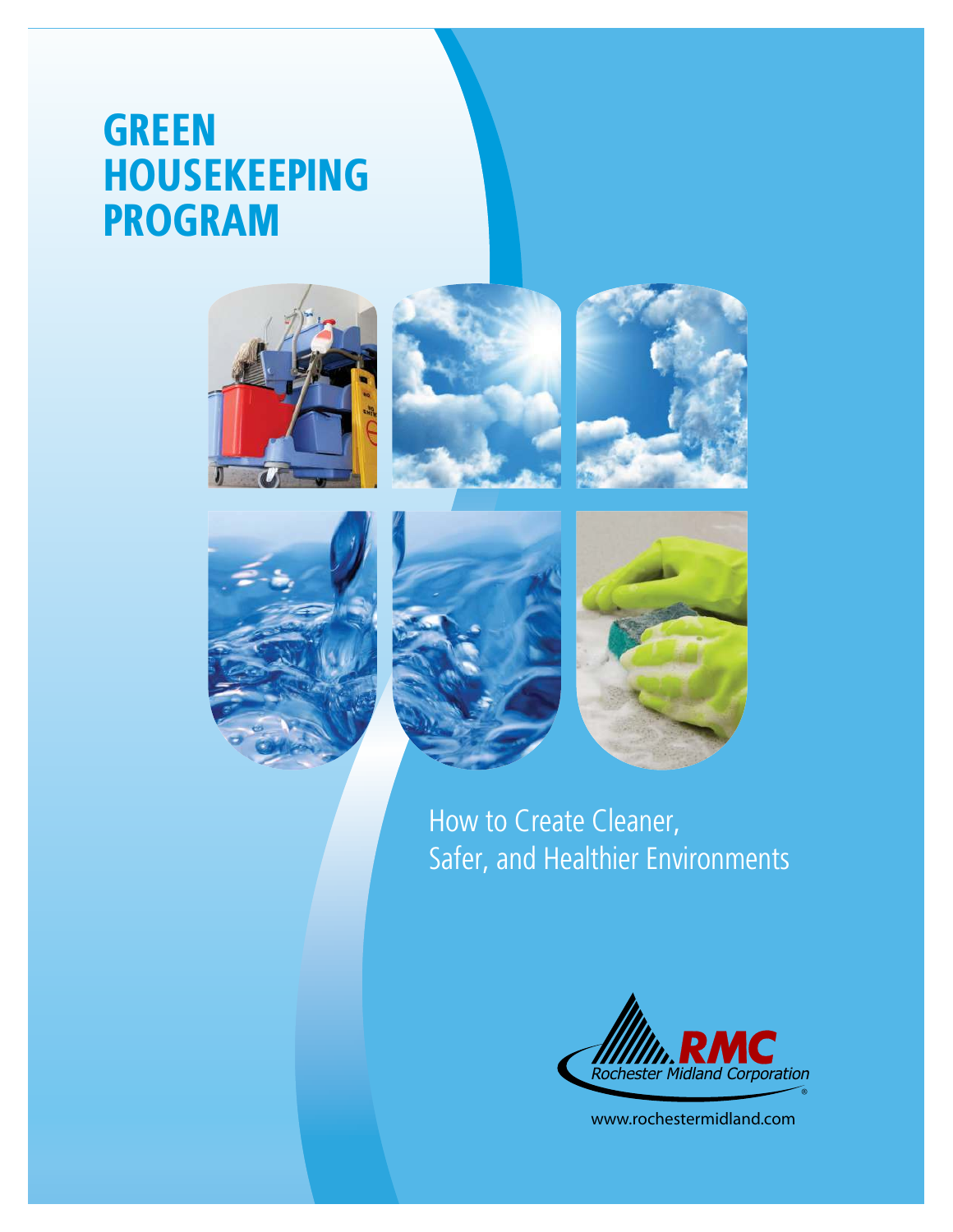# GREEN HOUSEKEEPING PROGRAM

How to Create Cleaner, Safer, and Healthier Environments

RMC
Rochester Midland Corporation

www.rochestermidland.com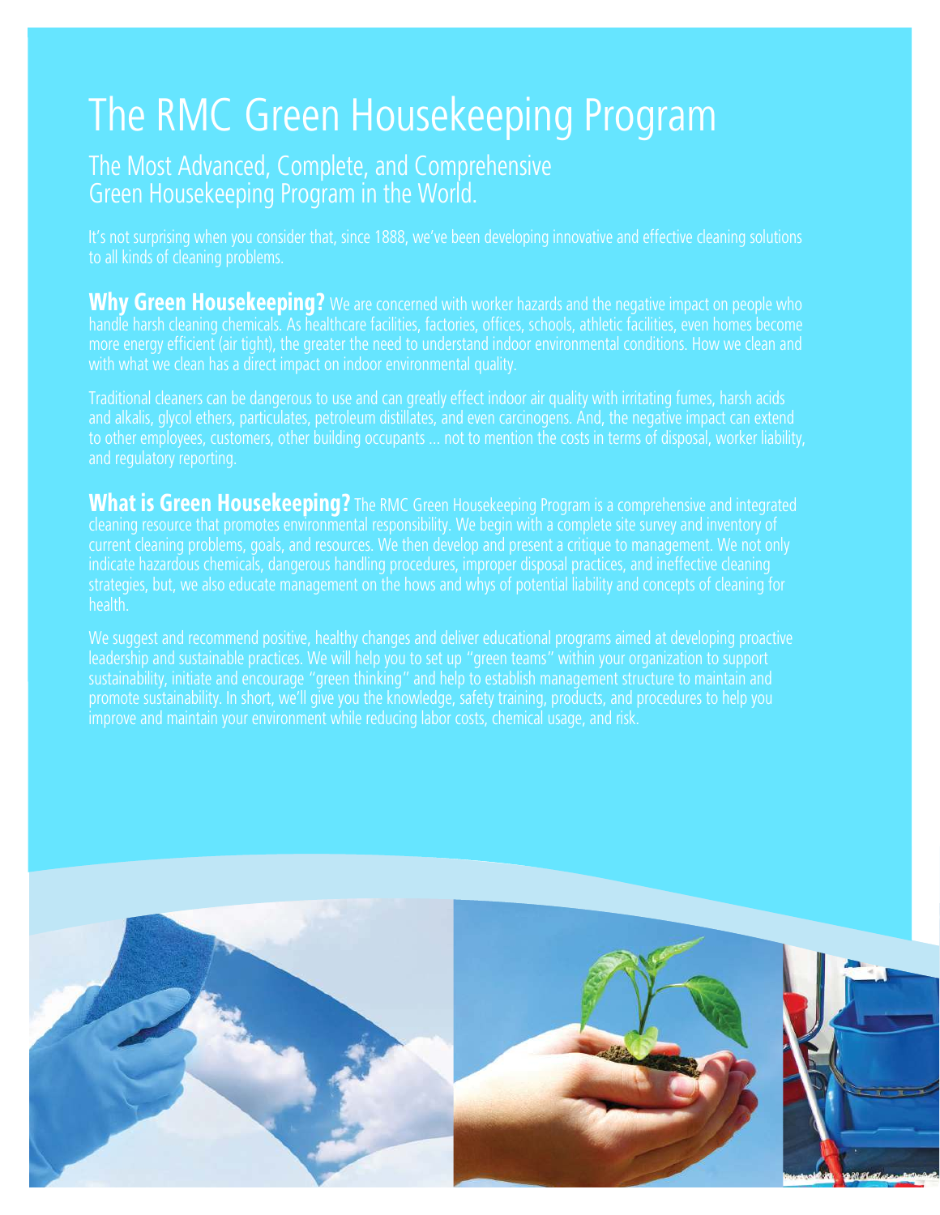# The RMC Green Housekeeping Program

## The Most Advanced, Complete, and Comprehensive Green Housekeeping Program in the World.

It's not surprising when you consider that, since 1888, we've been developing innovative and effective cleaning solutions to all kinds of cleaning problems.

**Why Green Housekeeping?** We are concerned with worker hazards and the negative impact on people who handle harsh cleaning chemicals. As healthcare facilities, factories, offices, schools, athletic facilities, even homes become more energy efficient (air tight), the greater the need to understand indoor environmental conditions. How we clean and with what we clean has a direct impact on indoor environmental quality.

Traditional cleaners can be dangerous to use and can greatly effect indoor air quality with irritating fumes, harsh acids and alkalis, glycol ethers, particulates, petroleum distillates, and even carcinogens. And, the negative impact can extend to other employees, customers, other building occupants ... not to mention the costs in terms of disposal, worker liability, and regulatory reporting.

**What is Green Housekeeping?** The RMC Green Housekeeping Program is a comprehensive and integrated cleaning resource that promotes environmental responsibility. We begin with a complete site survey and inventory of current cleaning problems, goals, and resources. We then develop and present a critique to management. We not only indicate hazardous chemicals, dangerous handling procedures, improper disposal practices, and ineffective cleaning strategies, but, we also educate management on the hows and whys of potential liability and concepts of cleaning for health.

We suggest and recommend positive, healthy changes and deliver educational programs aimed at developing proactive leadership and sustainable practices. We will help you to set up "green teams" within your organization to support sustainability, initiate and encourage "green thinking" and help to establish management structure to maintain and promote sustainability. In short, we'll give you the knowledge, safety training, products, and procedures to help you improve and maintain your environment while reducing labor costs, chemical usage, and risk.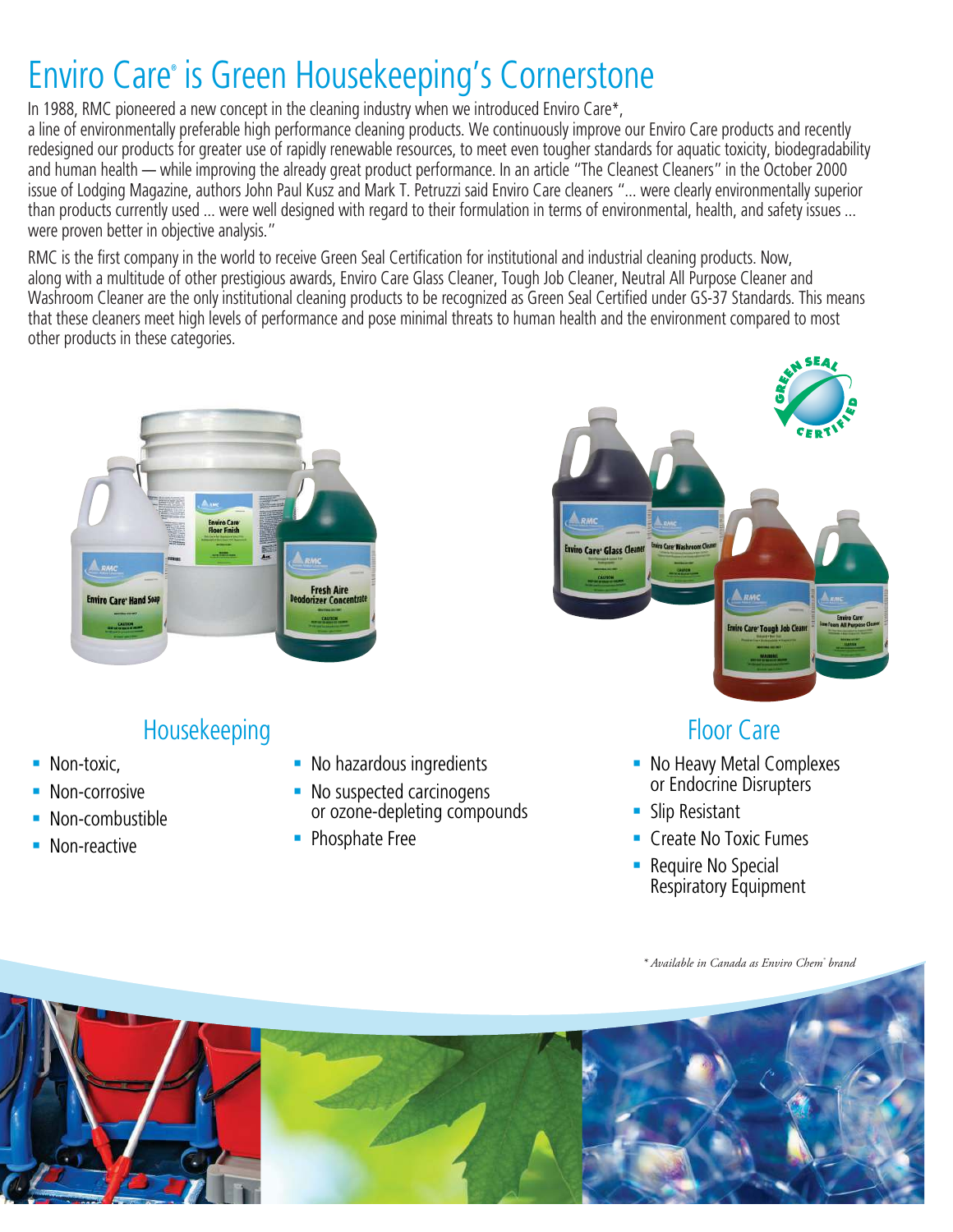# Enviro Care® is Green Housekeeping's Cornerstone

In 1988, RMC pioneered a new concept in the cleaning industry when we introduced Enviro Care*, a line of environmentally preferable high performance cleaning products. We continuously improve our Enviro Care products and recently redesigned our products for greater use of rapidly renewable resources, to meet even tougher standards for aquatic toxicity, biodegradability and human health — while improving the already great product performance. In an article "The Cleanest Cleaners" in the October 2000 issue of Lodging Magazine, authors John Paul Kusz and Mark T. Petruzzi said Enviro Care cleaners "... were clearly environmentally superior than products currently used ... were well designed with regard to their formulation in terms of environmental, health, and safety issues ... were proven better in objective analysis."

RMC is the first company in the world to receive Green Seal Certification for institutional and industrial cleaning products. Now, along with a multitude of other prestigious awards, Enviro Care Glass Cleaner, Tough Job Cleaner, Neutral All Purpose Cleaner and Washroom Cleaner are the only institutional cleaning products to be recognized as Green Seal Certified under GS-37 Standards. This means that these cleaners meet high levels of performance and pose minimal threats to human health and the environment compared to most other products in these categories.

## Housekeeping

- Non-toxic,
- Non-corrosive
- Non-combustible
- Non-reactive
- No hazardous ingredients
- No suspected carcinogens or ozone-depleting compounds
- Phosphate Free

## Floor Care

- No Heavy Metal Complexes or Endocrine Disrupters
- Slip Resistant
- Create No Toxic Fumes
- Require No Special Respiratory Equipment

*\* Available in Canada as Enviro Chem® brand*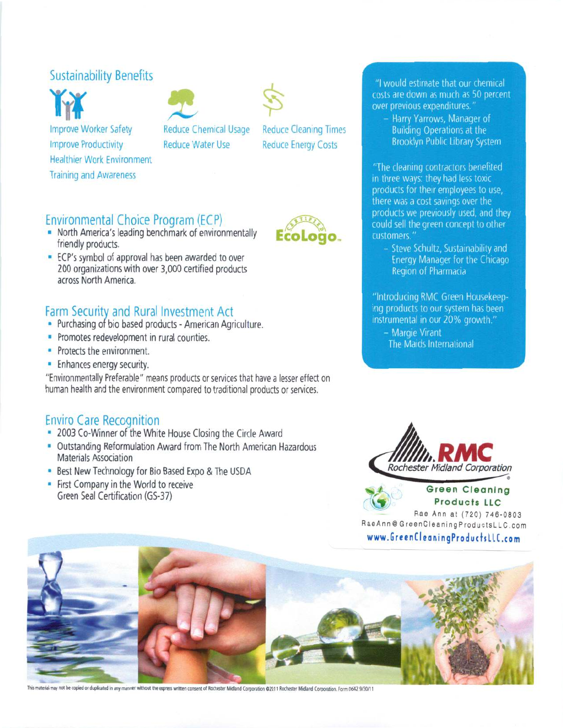## Sustainability Benefits

Improve Worker Safety
Improve Productivity
Healthier Work Environment
Training and Awareness

Reduce Chemical Usage
Reduce Water Use

Reduce Cleaning Times
Reduce Energy Costs

## Environmental Choice Program (ECP)

- North America's leading benchmark of environmentally friendly products.
- ECP's symbol of approval has been awarded to over 200 organizations with over 3,000 certified products across North America.

EcoLogo.

## Farm Security and Rural Investment Act

- Purchasing of bio based products - American Agriculture.
- Promotes redevelopment in rural counties.
- Protects the environment.
- Enhances energy security.

"Environmentally Preferable" means products or services that have a lesser effect on human health and the environment compared to traditional products or services.

## Enviro Care Recognition

- 2003 Co-Winner of the White House Closing the Circle Award
- Outstanding Reformulation Award from The North American Hazardous Materials Association
- Best New Technology for Bio Based Expo & The USDA
- First Company in the World to receive Green Seal Certification (GS-37)

"I would estimate that our chemical costs are down as much as 50 percent over previous expenditures."

– Harry Yarrows, Manager of Building Operations at the Brooklyn Public Library System

"The cleaning contractors benefited in three ways: they had less toxic products for their employees to use, there was a cost savings over the products we previously used, and they could sell the green concept to other customers."

– Steve Schultz, Sustainability and Energy Manager for the Chicago Region of Pharmacia

"Introducing RMC Green Housekeeping products to our system has been instrumental in our 20% growth."

– Margie Virant
The Maids International

RMC
Rochester Midland Corporation

Green Cleaning Products LLC
Rae Ann at (720) 746-0803
RaeAnn@GreenCleaningProductsLLC.com
www.GreenCleaningProductsLLC.com

This material may not be copied or duplicated in any manner without the express written consent of Rochester Midland Corporation ©2011 Rochester Midland Corporation. Form 0642 9/30/11